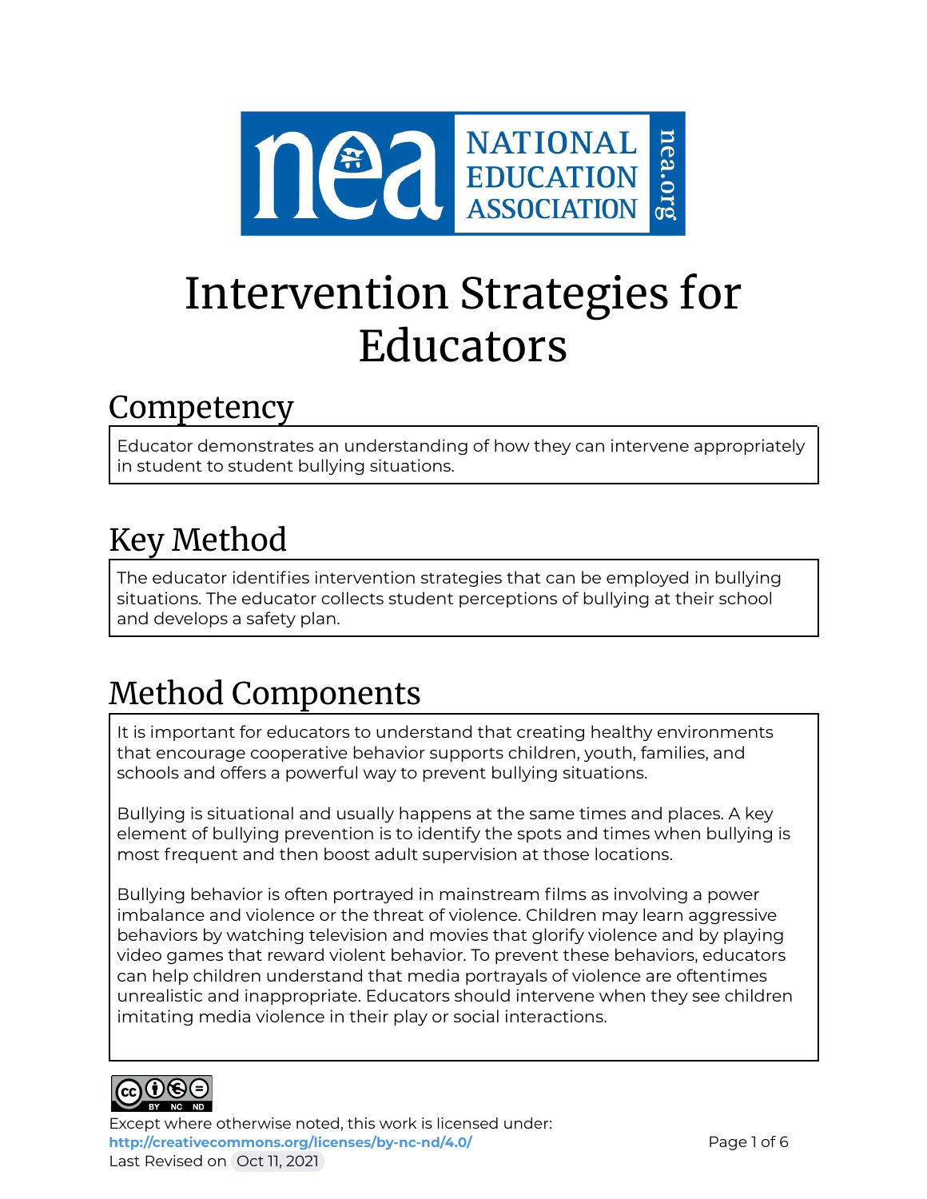# Intervention Strategies for Educators

## Competency

Educator demonstrates an understanding of how they can intervene appropriately in student to student bullying situations.

## Key Method

The educator identifies intervention strategies that can be employed in bullying situations. The educator collects student perceptions of bullying at their school and develops a safety plan.

## Method Components

It is important for educators to understand that creating healthy environments that encourage cooperative behavior supports children, youth, families, and schools and offers a powerful way to prevent bullying situations.

Bullying is situational and usually happens at the same times and places. A key element of bullying prevention is to identify the spots and times when bullying is most frequent and then boost adult supervision at those locations.

Bullying behavior is often portrayed in mainstream films as involving a power imbalance and violence or the threat of violence. Children may learn aggressive behaviors by watching television and movies that glorify violence and by playing video games that reward violent behavior. To prevent these behaviors, educators can help children understand that media portrayals of violence are oftentimes unrealistic and inappropriate. Educators should intervene when they see children imitating media violence in their play or social interactions.

Except where otherwise noted, this work is licensed under:
http://creativecommons.org/licenses/by-nc-nd/4.0/
Last Revised on Oct 11, 2021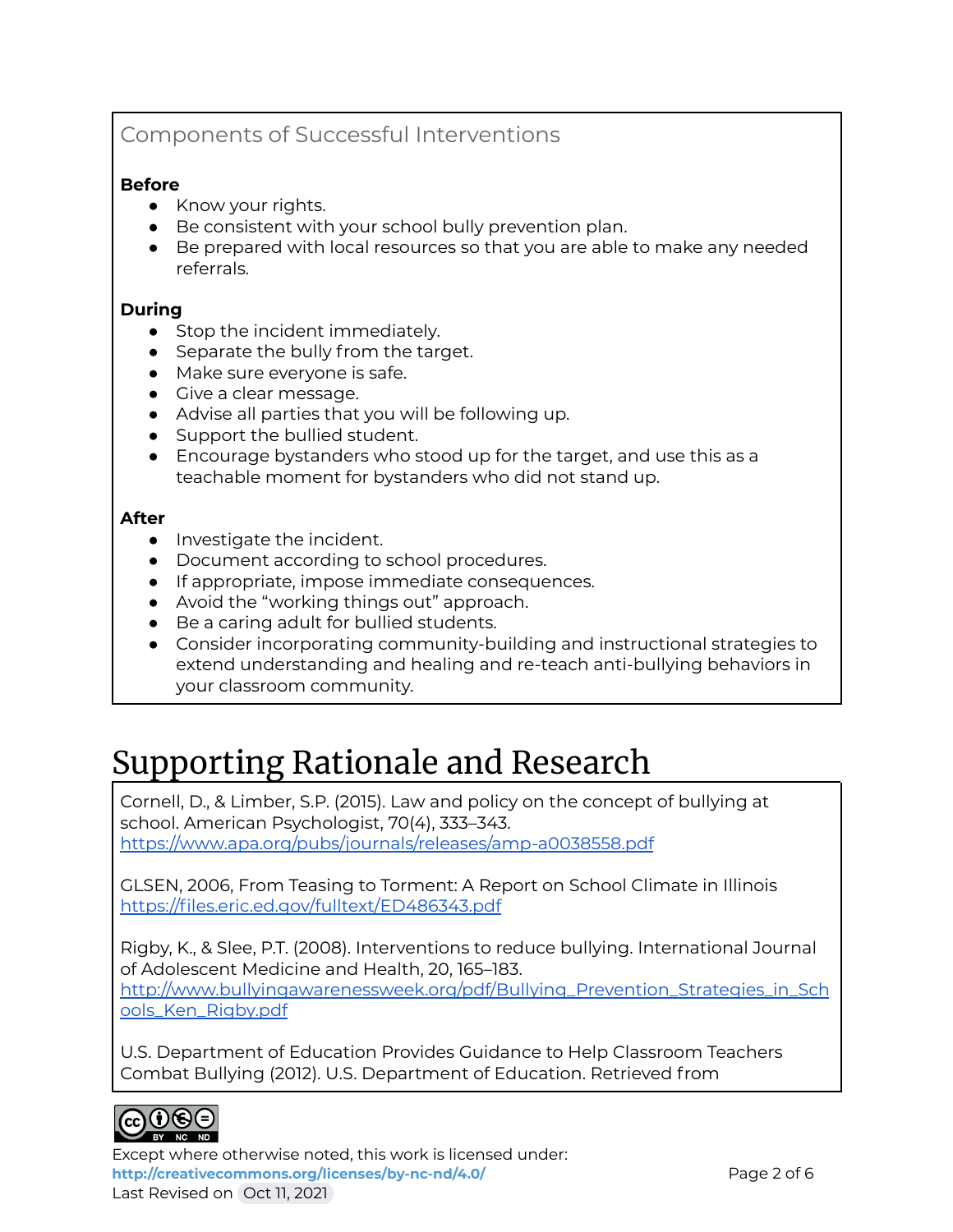## Components of Successful Interventions

**Before**

- Know your rights.
- Be consistent with your school bully prevention plan.
- Be prepared with local resources so that you are able to make any needed referrals.

**During**

- Stop the incident immediately.
- Separate the bully from the target.
- Make sure everyone is safe.
- Give a clear message.
- Advise all parties that you will be following up.
- Support the bullied student.
- Encourage bystanders who stood up for the target, and use this as a teachable moment for bystanders who did not stand up.

**After**

- Investigate the incident.
- Document according to school procedures.
- If appropriate, impose immediate consequences.
- Avoid the "working things out" approach.
- Be a caring adult for bullied students.
- Consider incorporating community-building and instructional strategies to extend understanding and healing and re-teach anti-bullying behaviors in your classroom community.

# Supporting Rationale and Research

Cornell, D., & Limber, S.P. (2015). Law and policy on the concept of bullying at school. American Psychologist, 70(4), 333–343.
https://www.apa.org/pubs/journals/releases/amp-a0038558.pdf

GLSEN, 2006, From Teasing to Torment: A Report on School Climate in Illinois
https://files.eric.ed.gov/fulltext/ED486343.pdf

Rigby, K., & Slee, P.T. (2008). Interventions to reduce bullying. International Journal of Adolescent Medicine and Health, 20, 165–183.
http://www.bullyingawarenessweek.org/pdf/Bullying_Prevention_Strategies_in_Schools_Ken_Rigby.pdf

U.S. Department of Education Provides Guidance to Help Classroom Teachers Combat Bullying (2012). U.S. Department of Education. Retrieved from

Except where otherwise noted, this work is licensed under:
**http://creativecommons.org/licenses/by-nc-nd/4.0/**
Last Revised on Oct 11, 2021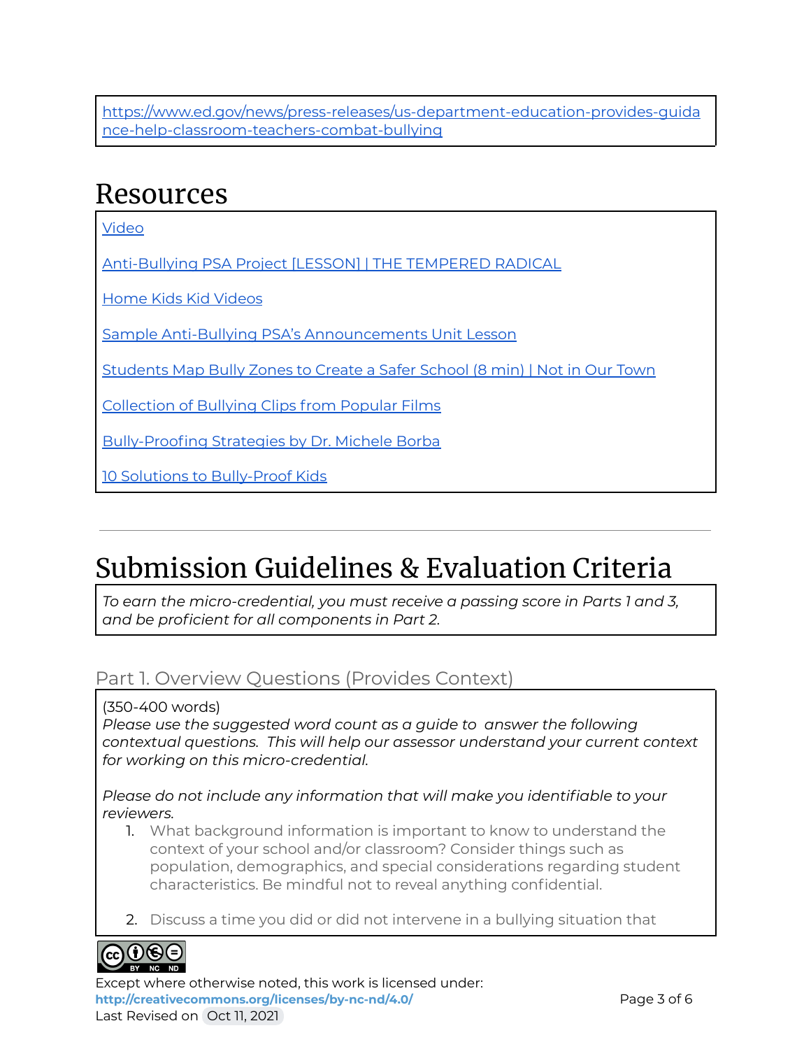https://www.ed.gov/news/press-releases/us-department-education-provides-guidance-help-classroom-teachers-combat-bullying

# Resources

Video

Anti-Bullying PSA Project [LESSON] | THE TEMPERED RADICAL

Home Kids Kid Videos

Sample Anti-Bullying PSA's Announcements Unit Lesson

Students Map Bully Zones to Create a Safer School (8 min) | Not in Our Town

Collection of Bullying Clips from Popular Films

Bully-Proofing Strategies by Dr. Michele Borba

10 Solutions to Bully-Proof Kids

---

# Submission Guidelines & Evaluation Criteria

*To earn the micro-credential, you must receive a passing score in Parts 1 and 3, and be proficient for all components in Part 2.*

## Part 1. Overview Questions (Provides Context)

(350-400 words)

*Please use the suggested word count as a guide to answer the following contextual questions. This will help our assessor understand your current context for working on this micro-credential.*

*Please do not include any information that will make you identifiable to your reviewers.*

1. What background information is important to know to understand the context of your school and/or classroom? Consider things such as population, demographics, and special considerations regarding student characteristics. Be mindful not to reveal anything confidential.

2. Discuss a time you did or did not intervene in a bullying situation that

Except where otherwise noted, this work is licensed under: http://creativecommons.org/licenses/by-nc-nd/4.0/

Last Revised on Oct 11, 2021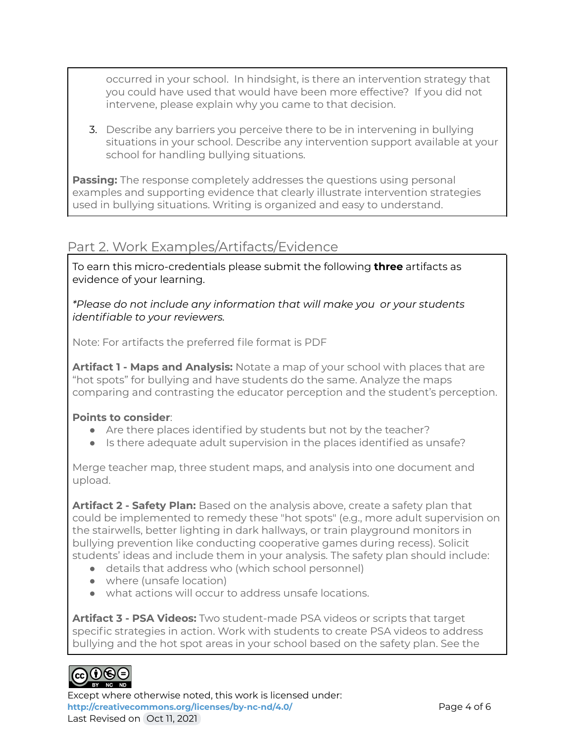occurred in your school. In hindsight, is there an intervention strategy that you could have used that would have been more effective? If you did not intervene, please explain why you came to that decision.

3. Describe any barriers you perceive there to be in intervening in bullying situations in your school. Describe any intervention support available at your school for handling bullying situations.

**Passing:** The response completely addresses the questions using personal examples and supporting evidence that clearly illustrate intervention strategies used in bullying situations. Writing is organized and easy to understand.

## Part 2. Work Examples/Artifacts/Evidence

To earn this micro-credentials please submit the following **three** artifacts as evidence of your learning.

*\*Please do not include any information that will make you or your students identifiable to your reviewers.*

Note: For artifacts the preferred file format is PDF

**Artifact 1 - Maps and Analysis:** Notate a map of your school with places that are "hot spots" for bullying and have students do the same. Analyze the maps comparing and contrasting the educator perception and the student's perception.

**Points to consider**:

- Are there places identified by students but not by the teacher?
- Is there adequate adult supervision in the places identified as unsafe?

Merge teacher map, three student maps, and analysis into one document and upload.

**Artifact 2 - Safety Plan:** Based on the analysis above, create a safety plan that could be implemented to remedy these "hot spots" (e.g., more adult supervision on the stairwells, better lighting in dark hallways, or train playground monitors in bullying prevention like conducting cooperative games during recess). Solicit students' ideas and include them in your analysis. The safety plan should include:

- details that address who (which school personnel)
- where (unsafe location)
- what actions will occur to address unsafe locations.

**Artifact 3 - PSA Videos:** Two student-made PSA videos or scripts that target specific strategies in action. Work with students to create PSA videos to address bullying and the hot spot areas in your school based on the safety plan. See the

Except where otherwise noted, this work is licensed under:
**http://creativecommons.org/licenses/by-nc-nd/4.0/**
Last Revised on Oct 11, 2021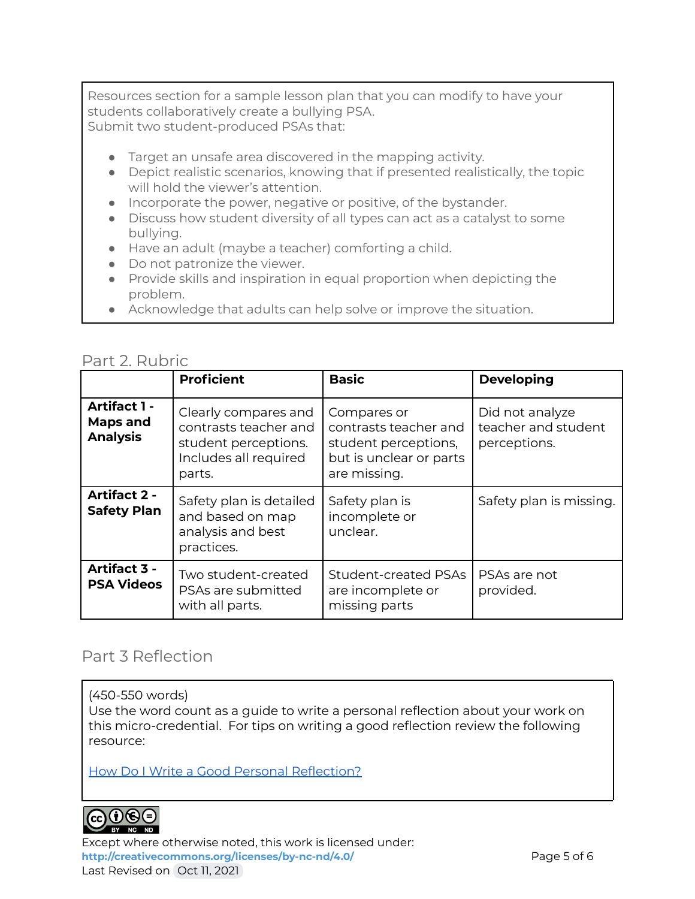Resources section for a sample lesson plan that you can modify to have your students collaboratively create a bullying PSA.
Submit two student-produced PSAs that:

- Target an unsafe area discovered in the mapping activity.
- Depict realistic scenarios, knowing that if presented realistically, the topic will hold the viewer's attention.
- Incorporate the power, negative or positive, of the bystander.
- Discuss how student diversity of all types can act as a catalyst to some bullying.
- Have an adult (maybe a teacher) comforting a child.
- Do not patronize the viewer.
- Provide skills and inspiration in equal proportion when depicting the problem.
- Acknowledge that adults can help solve or improve the situation.

## Part 2. Rubric

| | **Proficient** | **Basic** | **Developing** |
|---|---|---|---|
| **Artifact 1 - Maps and Analysis** | Clearly compares and contrasts teacher and student perceptions. Includes all required parts. | Compares or contrasts teacher and student perceptions, but is unclear or parts are missing. | Did not analyze teacher and student perceptions. |
| **Artifact 2 - Safety Plan** | Safety plan is detailed and based on map analysis and best practices. | Safety plan is incomplete or unclear. | Safety plan is missing. |
| **Artifact 3 - PSA Videos** | Two student-created PSAs are submitted with all parts. | Student-created PSAs are incomplete or missing parts | PSAs are not provided. |

## Part 3 Reflection

(450-550 words)
Use the word count as a guide to write a personal reflection about your work on this micro-credential. For tips on writing a good reflection review the following resource:

[How Do I Write a Good Personal Reflection?](#)

Except where otherwise noted, this work is licensed under:
**http://creativecommons.org/licenses/by-nc-nd/4.0/**
Last Revised on Oct 11, 2021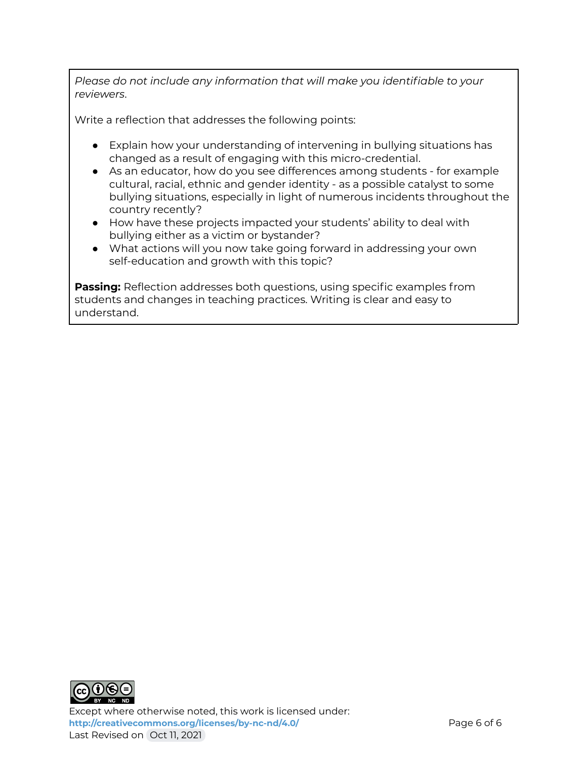*Please do not include any information that will make you identifiable to your reviewers.*

Write a reflection that addresses the following points:

- Explain how your understanding of intervening in bullying situations has changed as a result of engaging with this micro-credential.
- As an educator, how do you see differences among students - for example cultural, racial, ethnic and gender identity - as a possible catalyst to some bullying situations, especially in light of numerous incidents throughout the country recently?
- How have these projects impacted your students' ability to deal with bullying either as a victim or bystander?
- What actions will you now take going forward in addressing your own self-education and growth with this topic?

**Passing:** Reflection addresses both questions, using specific examples from students and changes in teaching practices. Writing is clear and easy to understand.

Except where otherwise noted, this work is licensed under:
**http://creativecommons.org/licenses/by-nc-nd/4.0/**
Last Revised on Oct 11, 2021